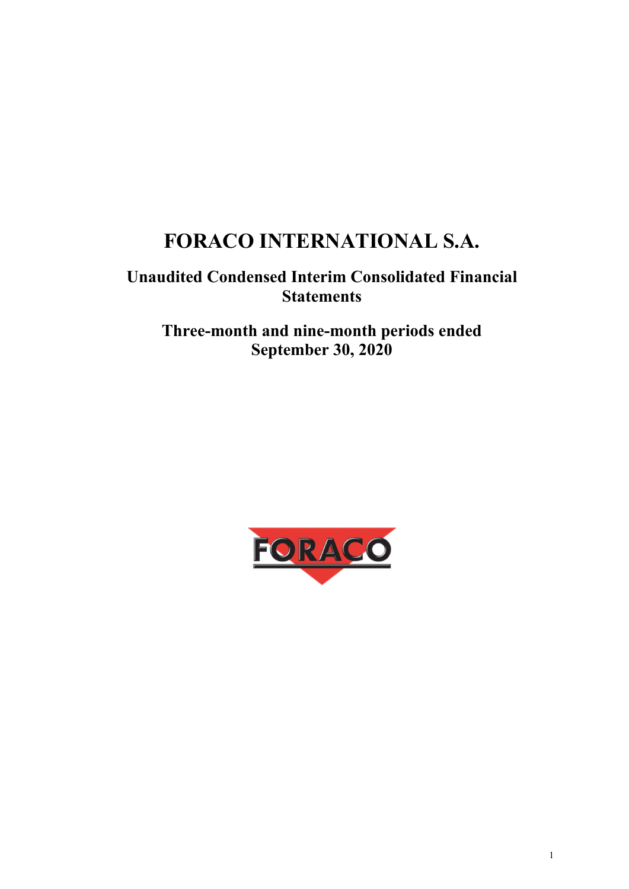# FORACO INTERNATIONAL S.A.

## Unaudited Condensed Interim Consolidated Financial Statements

## Three-month and nine-month periods ended September 30, 2020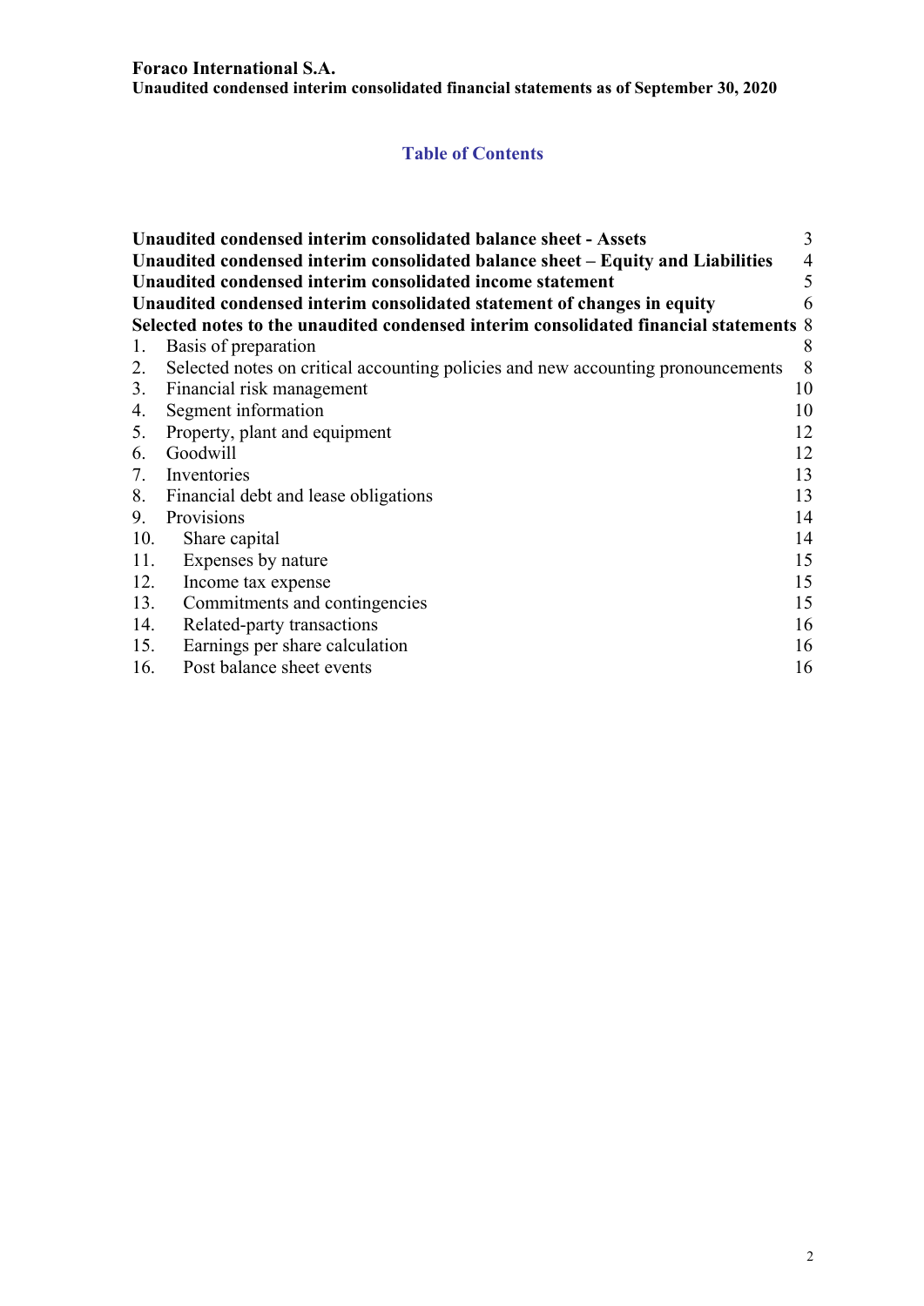## Table of Contents

| | |
|---|---|
| **Unaudited condensed interim consolidated balance sheet - Assets** | 3 |
| **Unaudited condensed interim consolidated balance sheet – Equity and Liabilities** | 4 |
| **Unaudited condensed interim consolidated income statement** | 5 |
| **Unaudited condensed interim consolidated statement of changes in equity** | 6 |
| **Selected notes to the unaudited condensed interim consolidated financial statements** | 8 |
| 1. Basis of preparation | 8 |
| 2. Selected notes on critical accounting policies and new accounting pronouncements | 8 |
| 3. Financial risk management | 10 |
| 4. Segment information | 10 |
| 5. Property, plant and equipment | 12 |
| 6. Goodwill | 12 |
| 7. Inventories | 13 |
| 8. Financial debt and lease obligations | 13 |
| 9. Provisions | 14 |
| 10. Share capital | 14 |
| 11. Expenses by nature | 15 |
| 12. Income tax expense | 15 |
| 13. Commitments and contingencies | 15 |
| 14. Related-party transactions | 16 |
| 15. Earnings per share calculation | 16 |
| 16. Post balance sheet events | 16 |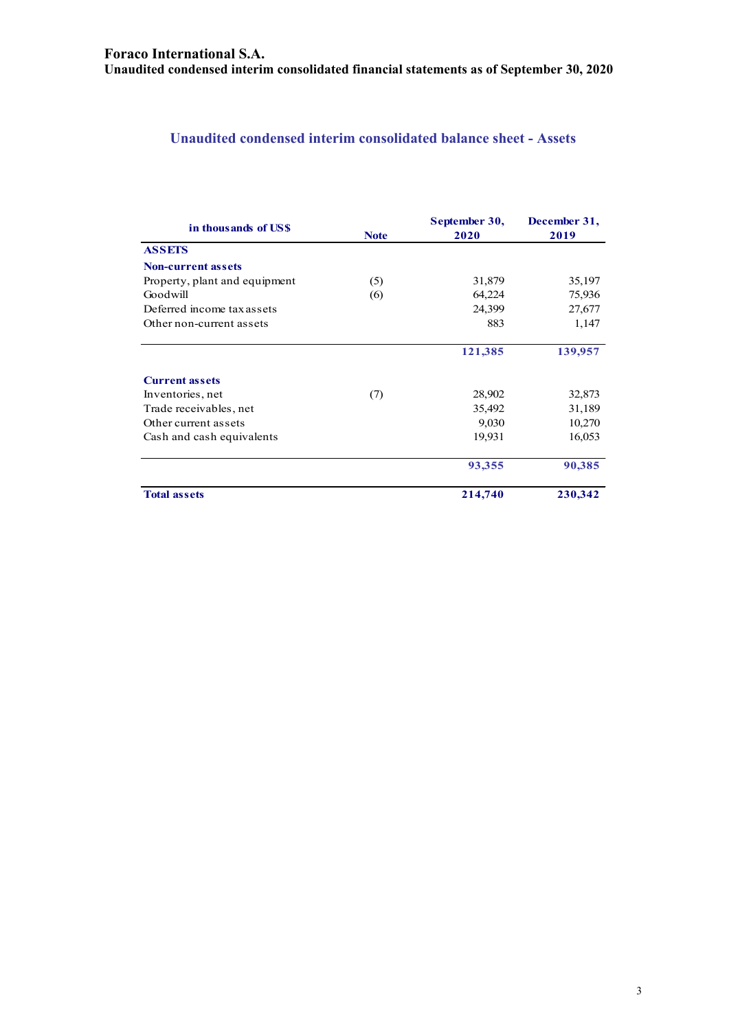## Unaudited condensed interim consolidated balance sheet - Assets

| in thousands of US$ | Note | September 30, 2020 | December 31, 2019 |
|---|---|---|---|
| **ASSETS** | | | |
| **Non-current assets** | | | |
| Property, plant and equipment | (5) | 31,879 | 35,197 |
| Goodwill | (6) | 64,224 | 75,936 |
| Deferred income tax assets | | 24,399 | 27,677 |
| Other non-current assets | | 883 | 1,147 |
| | | **121,385** | **139,957** |
| **Current assets** | | | |
| Inventories, net | (7) | 28,902 | 32,873 |
| Trade receivables, net | | 35,492 | 31,189 |
| Other current assets | | 9,030 | 10,270 |
| Cash and cash equivalents | | 19,931 | 16,053 |
| | | **93,355** | **90,385** |
| **Total assets** | | **214,740** | **230,342** |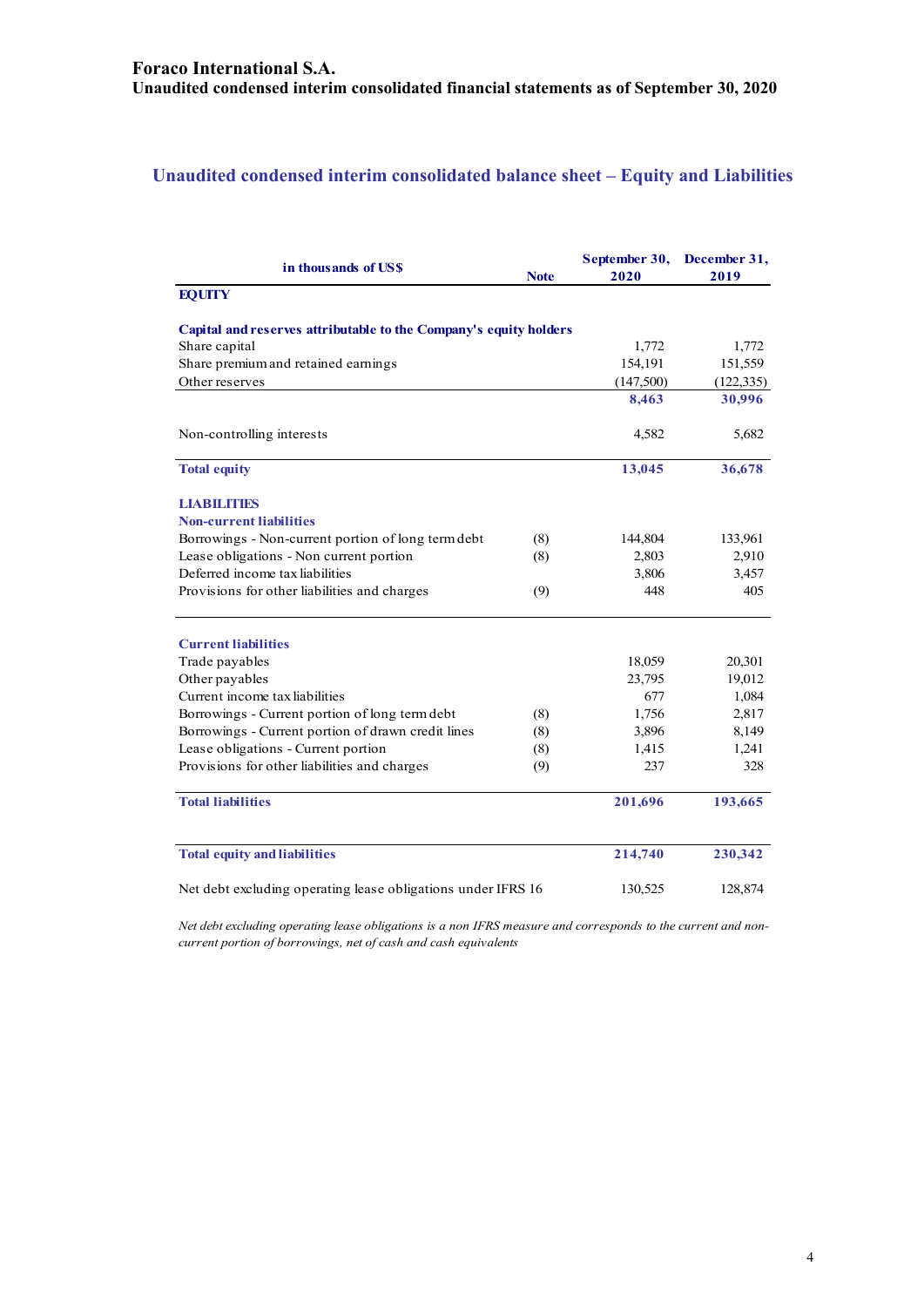# Unaudited condensed interim consolidated balance sheet – Equity and Liabilities

| in thousands of US$ | Note | September 30, 2020 | December 31, 2019 |
|---|---|---|---|
| **EQUITY** | | | |
| **Capital and reserves attributable to the Company's equity holders** | | | |
| Share capital | | 1,772 | 1,772 |
| Share premium and retained earnings | | 154,191 | 151,559 |
| Other reserves | | (147,500) | (122,335) |
| | | **8,463** | **30,996** |
| Non-controlling interests | | 4,582 | 5,682 |
| **Total equity** | | **13,045** | **36,678** |
| **LIABILITIES** | | | |
| **Non-current liabilities** | | | |
| Borrowings - Non-current portion of long term debt | (8) | 144,804 | 133,961 |
| Lease obligations - Non current portion | (8) | 2,803 | 2,910 |
| Deferred income tax liabilities | | 3,806 | 3,457 |
| Provisions for other liabilities and charges | (9) | 448 | 405 |
| **Current liabilities** | | | |
| Trade payables | | 18,059 | 20,301 |
| Other payables | | 23,795 | 19,012 |
| Current income tax liabilities | | 677 | 1,084 |
| Borrowings - Current portion of long term debt | (8) | 1,756 | 2,817 |
| Borrowings - Current portion of drawn credit lines | (8) | 3,896 | 8,149 |
| Lease obligations - Current portion | (8) | 1,415 | 1,241 |
| Provisions for other liabilities and charges | (9) | 237 | 328 |
| **Total liabilities** | | **201,696** | **193,665** |
| **Total equity and liabilities** | | **214,740** | **230,342** |
| Net debt excluding operating lease obligations under IFRS 16 | | 130,525 | 128,874 |

*Net debt excluding operating lease obligations is a non IFRS measure and corresponds to the current and non-current portion of borrowings, net of cash and cash equivalents*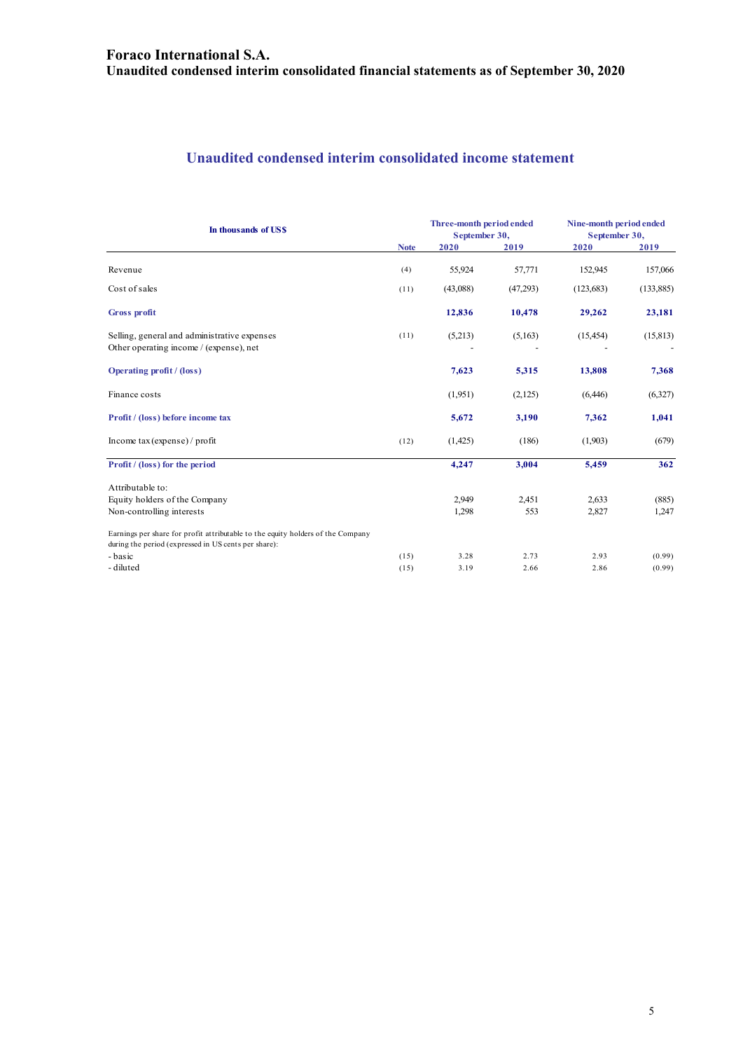# Foraco International S.A.

## Unaudited condensed interim consolidated financial statements as of September 30, 2020

## Unaudited condensed interim consolidated income statement

| In thousands of US$ | Note | Three-month period ended September 30, | | Nine-month period ended September 30, | |
|---|---|---|---|---|---|
| | | 2020 | 2019 | 2020 | 2019 |
| Revenue | (4) | 55,924 | 57,771 | 152,945 | 157,066 |
| Cost of sales | (11) | (43,088) | (47,293) | (123,683) | (133,885) |
| **Gross profit** | | **12,836** | **10,478** | **29,262** | **23,181** |
| Selling, general and administrative expenses | (11) | (5,213) | (5,163) | (15,454) | (15,813) |
| Other operating income / (expense), net | | - | - | - | - |
| **Operating profit / (loss)** | | **7,623** | **5,315** | **13,808** | **7,368** |
| Finance costs | | (1,951) | (2,125) | (6,446) | (6,327) |
| **Profit / (loss) before income tax** | | **5,672** | **3,190** | **7,362** | **1,041** |
| Income tax (expense) / profit | (12) | (1,425) | (186) | (1,903) | (679) |
| **Profit / (loss) for the period** | | **4,247** | **3,004** | **5,459** | **362** |
| Attributable to: | | | | | |
| Equity holders of the Company | | 2,949 | 2,451 | 2,633 | (885) |
| Non-controlling interests | | 1,298 | 553 | 2,827 | 1,247 |
| Earnings per share for profit attributable to the equity holders of the Company during the period (expressed in US cents per share): | | | | | |
| - basic | (15) | 3.28 | 2.73 | 2.93 | (0.99) |
| - diluted | (15) | 3.19 | 2.66 | 2.86 | (0.99) |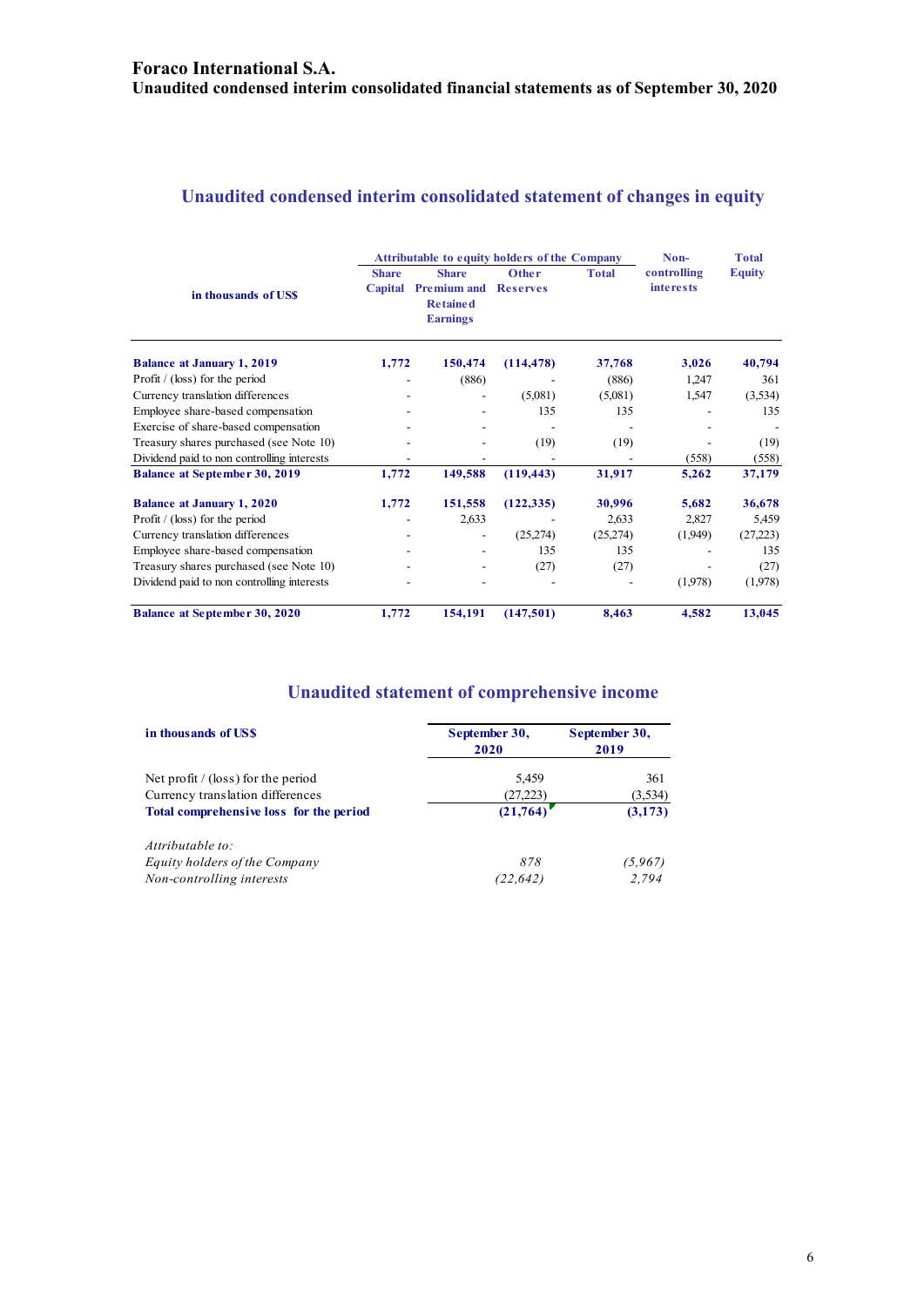**Foraco International S.A.**
**Unaudited condensed interim consolidated financial statements as of September 30, 2020**

## Unaudited condensed interim consolidated statement of changes in equity

| in thousands of US$ | Attributable to equity holders of the Company | | | | Non-controlling interests | Total Equity |
|---|---|---|---|---|---|---|
| | Share Capital | Share Premium and Retained Earnings | Other Reserves | Total | | |
| **Balance at January 1, 2019** | **1,772** | **150,474** | **(114,478)** | **37,768** | **3,026** | **40,794** |
| Profit / (loss) for the period | - | (886) | - | (886) | 1,247 | 361 |
| Currency translation differences | - | - | (5,081) | (5,081) | 1,547 | (3,534) |
| Employee share-based compensation | - | - | 135 | 135 | - | 135 |
| Exercise of share-based compensation | - | - | - | - | - | - |
| Treasury shares purchased (see Note 10) | - | - | (19) | (19) | - | (19) |
| Dividend paid to non controlling interests | - | - | - | - | (558) | (558) |
| **Balance at September 30, 2019** | **1,772** | **149,588** | **(119,443)** | **31,917** | **5,262** | **37,179** |
| **Balance at January 1, 2020** | **1,772** | **151,558** | **(122,335)** | **30,996** | **5,682** | **36,678** |
| Profit / (loss) for the period | - | 2,633 | - | 2,633 | 2,827 | 5,459 |
| Currency translation differences | - | - | (25,274) | (25,274) | (1,949) | (27,223) |
| Employee share-based compensation | - | - | 135 | 135 | - | 135 |
| Treasury shares purchased (see Note 10) | - | - | (27) | (27) | - | (27) |
| Dividend paid to non controlling interests | - | - | - | - | (1,978) | (1,978) |
| **Balance at September 30, 2020** | **1,772** | **154,191** | **(147,501)** | **8,463** | **4,582** | **13,045** |

## Unaudited statement of comprehensive income

| in thousands of US$ | September 30, 2020 | September 30, 2019 |
|---|---|---|
| Net profit / (loss) for the period | 5,459 | 361 |
| Currency translation differences | (27,223) | (3,534) |
| **Total comprehensive loss for the period** | **(21,764)** | **(3,173)** |
| *Attributable to:* | | |
| *Equity holders of the Company* | *878* | *(5,967)* |
| *Non-controlling interests* | *(22,642)* | *2,794* |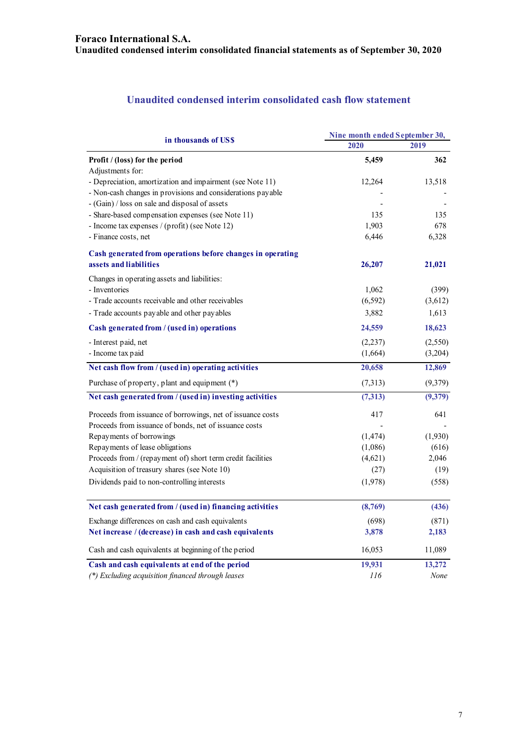# Foraco International S.A.
## Unaudited condensed interim consolidated financial statements as of September 30, 2020

## Unaudited condensed interim consolidated cash flow statement

| in thousands of US$ | Nine month ended September 30, 2020 | Nine month ended September 30, 2019 |
|---|---|---|
| **Profit / (loss) for the period** | **5,459** | **362** |
| Adjustments for: | | |
| - Depreciation, amortization and impairment (see Note 11) | 12,264 | 13,518 |
| - Non-cash changes in provisions and considerations payable | - | - |
| - (Gain) / loss on sale and disposal of assets | - | - |
| - Share-based compensation expenses (see Note 11) | 135 | 135 |
| - Income tax expenses / (profit) (see Note 12) | 1,903 | 678 |
| - Finance costs, net | 6,446 | 6,328 |
| **Cash generated from operations before changes in operating assets and liabilities** | **26,207** | **21,021** |
| Changes in operating assets and liabilities: | | |
| - Inventories | 1,062 | (399) |
| - Trade accounts receivable and other receivables | (6,592) | (3,612) |
| - Trade accounts payable and other payables | 3,882 | 1,613 |
| **Cash generated from / (used in) operations** | **24,559** | **18,623** |
| - Interest paid, net | (2,237) | (2,550) |
| - Income tax paid | (1,664) | (3,204) |
| **Net cash flow from / (used in) operating activities** | **20,658** | **12,869** |
| Purchase of property, plant and equipment (*) | (7,313) | (9,379) |
| **Net cash generated from / (used in) investing activities** | **(7,313)** | **(9,379)** |
| Proceeds from issuance of borrowings, net of issuance costs | 417 | 641 |
| Proceeds from issuance of bonds, net of issuance costs | - | - |
| Repayments of borrowings | (1,474) | (1,930) |
| Repayments of lease obligations | (1,086) | (616) |
| Proceeds from / (repayment of) short term credit facilities | (4,621) | 2,046 |
| Acquisition of treasury shares (see Note 10) | (27) | (19) |
| Dividends paid to non-controlling interests | (1,978) | (558) |
| **Net cash generated from / (used in) financing activities** | **(8,769)** | **(436)** |
| Exchange differences on cash and cash equivalents | (698) | (871) |
| **Net increase / (decrease) in cash and cash equivalents** | **3,878** | **2,183** |
| Cash and cash equivalents at beginning of the period | 16,053 | 11,089 |
| **Cash and cash equivalents at end of the period** | **19,931** | **13,272** |
| *(\*) Excluding acquisition financed through leases* | *116* | *None* |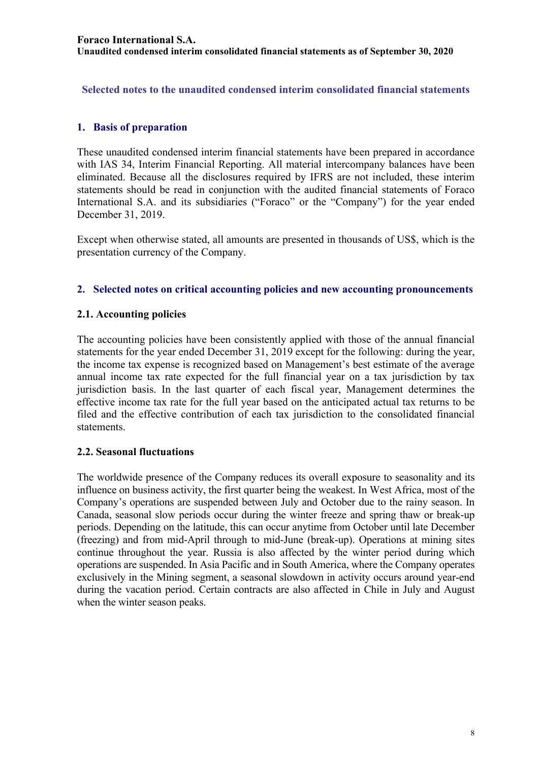## Selected notes to the unaudited condensed interim consolidated financial statements

### 1. Basis of preparation

These unaudited condensed interim financial statements have been prepared in accordance with IAS 34, Interim Financial Reporting. All material intercompany balances have been eliminated. Because all the disclosures required by IFRS are not included, these interim statements should be read in conjunction with the audited financial statements of Foraco International S.A. and its subsidiaries ("Foraco" or the "Company") for the year ended December 31, 2019.

Except when otherwise stated, all amounts are presented in thousands of US$, which is the presentation currency of the Company.

### 2. Selected notes on critical accounting policies and new accounting pronouncements

#### 2.1. Accounting policies

The accounting policies have been consistently applied with those of the annual financial statements for the year ended December 31, 2019 except for the following: during the year, the income tax expense is recognized based on Management's best estimate of the average annual income tax rate expected for the full financial year on a tax jurisdiction by tax jurisdiction basis. In the last quarter of each fiscal year, Management determines the effective income tax rate for the full year based on the anticipated actual tax returns to be filed and the effective contribution of each tax jurisdiction to the consolidated financial statements.

#### 2.2. Seasonal fluctuations

The worldwide presence of the Company reduces its overall exposure to seasonality and its influence on business activity, the first quarter being the weakest. In West Africa, most of the Company's operations are suspended between July and October due to the rainy season. In Canada, seasonal slow periods occur during the winter freeze and spring thaw or break-up periods. Depending on the latitude, this can occur anytime from October until late December (freezing) and from mid-April through to mid-June (break-up). Operations at mining sites continue throughout the year. Russia is also affected by the winter period during which operations are suspended. In Asia Pacific and in South America, where the Company operates exclusively in the Mining segment, a seasonal slowdown in activity occurs around year-end during the vacation period. Certain contracts are also affected in Chile in July and August when the winter season peaks.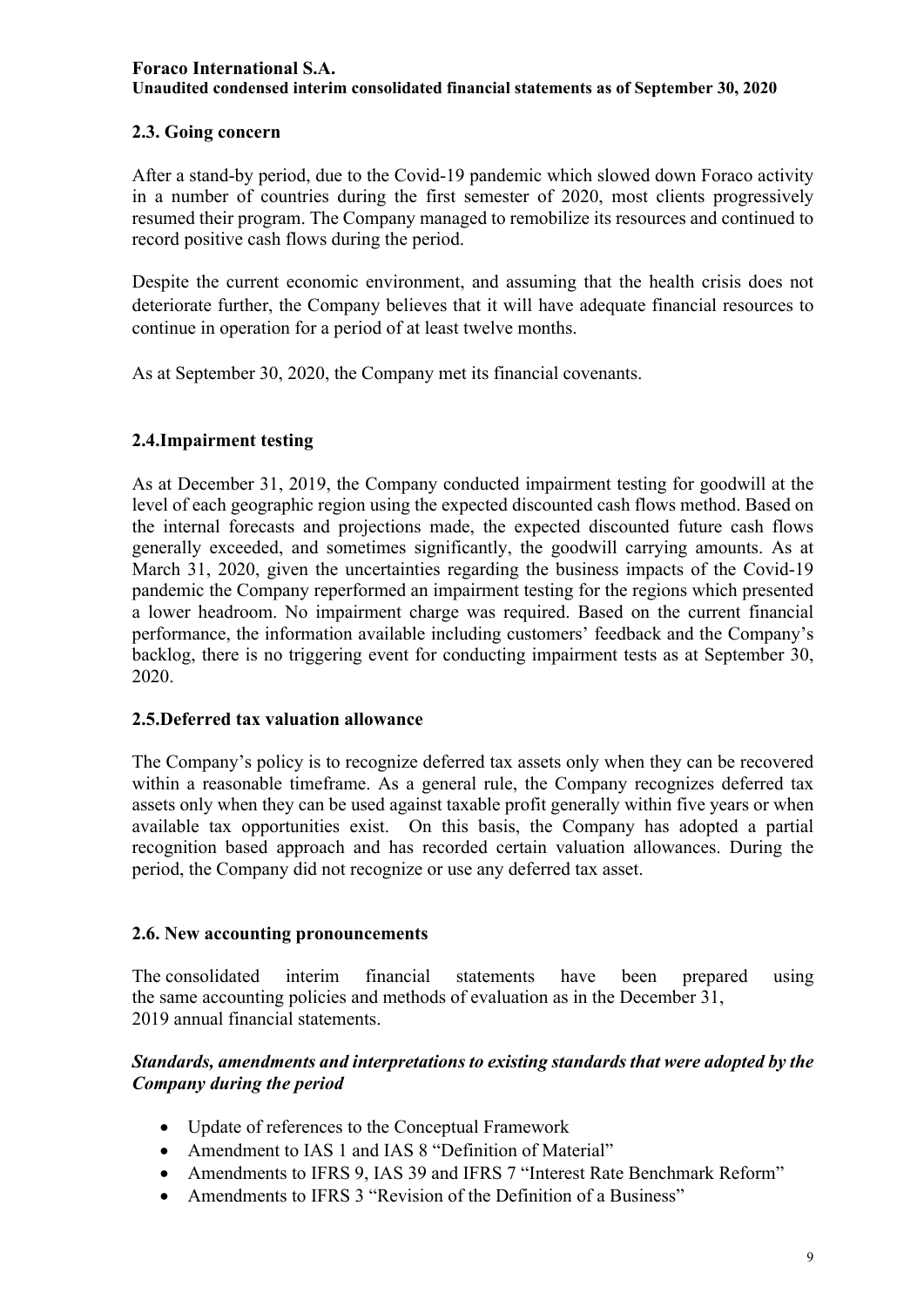## 2.3. Going concern

After a stand-by period, due to the Covid-19 pandemic which slowed down Foraco activity in a number of countries during the first semester of 2020, most clients progressively resumed their program. The Company managed to remobilize its resources and continued to record positive cash flows during the period.

Despite the current economic environment, and assuming that the health crisis does not deteriorate further, the Company believes that it will have adequate financial resources to continue in operation for a period of at least twelve months.

As at September 30, 2020, the Company met its financial covenants.

## 2.4.Impairment testing

As at December 31, 2019, the Company conducted impairment testing for goodwill at the level of each geographic region using the expected discounted cash flows method. Based on the internal forecasts and projections made, the expected discounted future cash flows generally exceeded, and sometimes significantly, the goodwill carrying amounts. As at March 31, 2020, given the uncertainties regarding the business impacts of the Covid-19 pandemic the Company reperformed an impairment testing for the regions which presented a lower headroom. No impairment charge was required. Based on the current financial performance, the information available including customers' feedback and the Company's backlog, there is no triggering event for conducting impairment tests as at September 30, 2020.

## 2.5.Deferred tax valuation allowance

The Company's policy is to recognize deferred tax assets only when they can be recovered within a reasonable timeframe. As a general rule, the Company recognizes deferred tax assets only when they can be used against taxable profit generally within five years or when available tax opportunities exist. On this basis, the Company has adopted a partial recognition based approach and has recorded certain valuation allowances. During the period, the Company did not recognize or use any deferred tax asset.

## 2.6. New accounting pronouncements

The consolidated interim financial statements have been prepared using the same accounting policies and methods of evaluation as in the December 31, 2019 annual financial statements.

***Standards, amendments and interpretations to existing standards that were adopted by the Company during the period***

- Update of references to the Conceptual Framework
- Amendment to IAS 1 and IAS 8 "Definition of Material"
- Amendments to IFRS 9, IAS 39 and IFRS 7 "Interest Rate Benchmark Reform"
- Amendments to IFRS 3 "Revision of the Definition of a Business"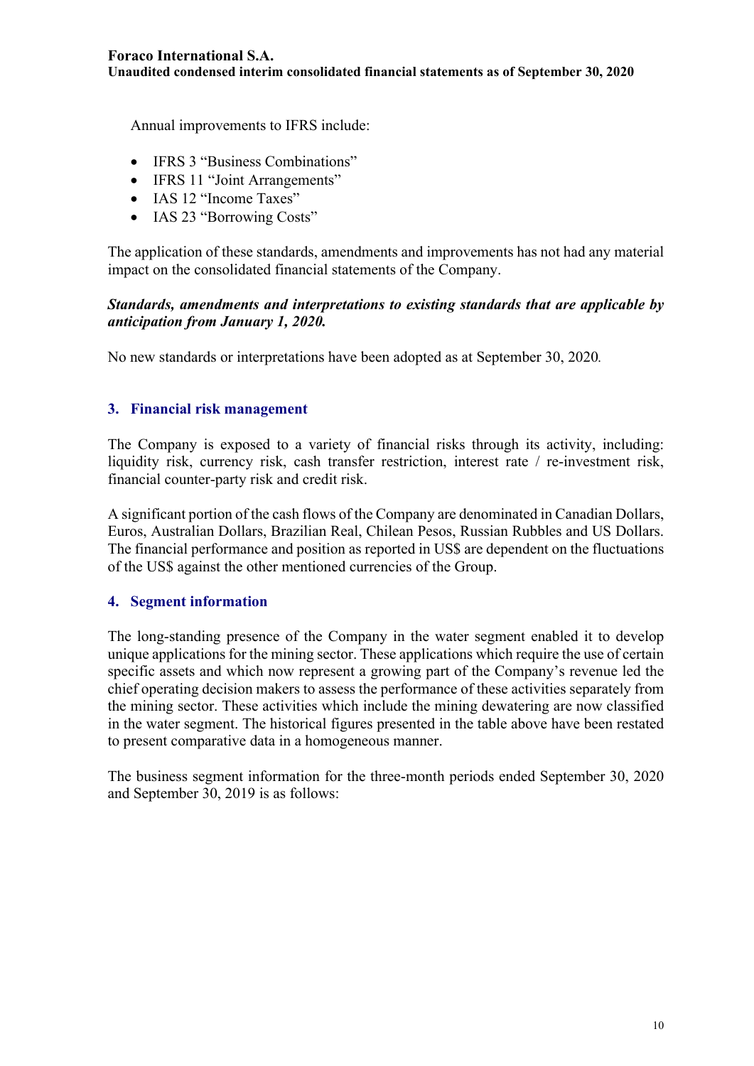Annual improvements to IFRS include:

- IFRS 3 "Business Combinations"
- IFRS 11 "Joint Arrangements"
- IAS 12 "Income Taxes"
- IAS 23 "Borrowing Costs"

The application of these standards, amendments and improvements has not had any material impact on the consolidated financial statements of the Company.

***Standards, amendments and interpretations to existing standards that are applicable by anticipation from January 1, 2020.***

No new standards or interpretations have been adopted as at September 30, 2020.

## 3. Financial risk management

The Company is exposed to a variety of financial risks through its activity, including: liquidity risk, currency risk, cash transfer restriction, interest rate / re-investment risk, financial counter-party risk and credit risk.

A significant portion of the cash flows of the Company are denominated in Canadian Dollars, Euros, Australian Dollars, Brazilian Real, Chilean Pesos, Russian Rubbles and US Dollars. The financial performance and position as reported in US$ are dependent on the fluctuations of the US$ against the other mentioned currencies of the Group.

## 4. Segment information

The long-standing presence of the Company in the water segment enabled it to develop unique applications for the mining sector. These applications which require the use of certain specific assets and which now represent a growing part of the Company's revenue led the chief operating decision makers to assess the performance of these activities separately from the mining sector. These activities which include the mining dewatering are now classified in the water segment. The historical figures presented in the table above have been restated to present comparative data in a homogeneous manner.

The business segment information for the three-month periods ended September 30, 2020 and September 30, 2019 is as follows: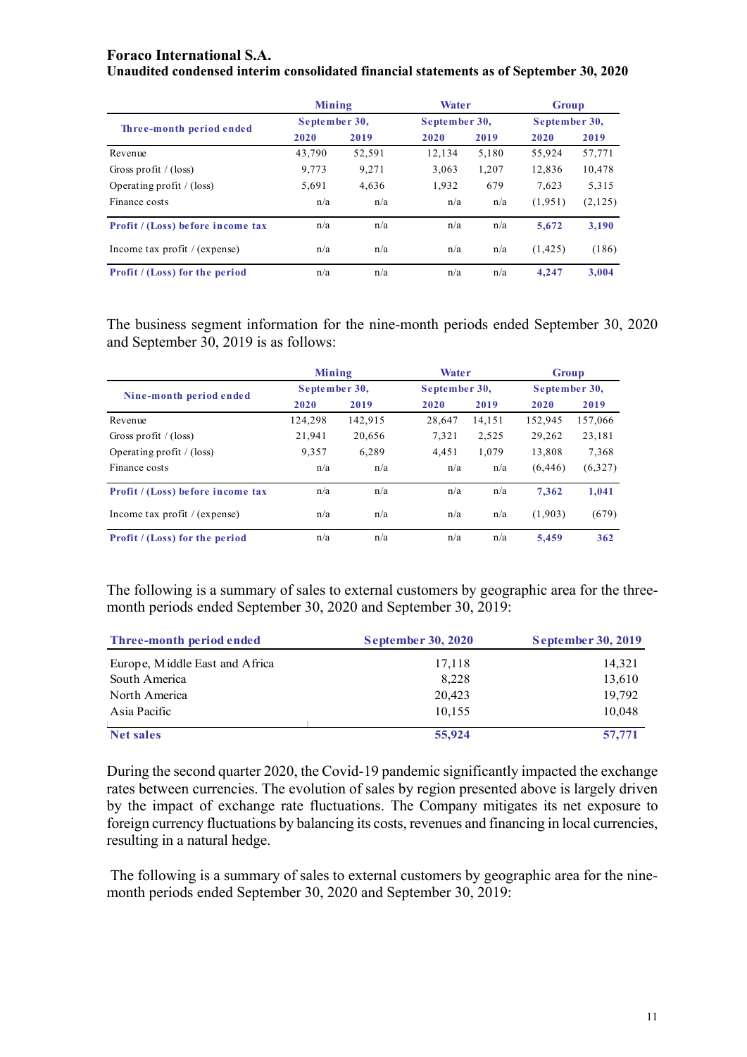**Foraco International S.A.**
**Unaudited condensed interim consolidated financial statements as of September 30, 2020**

| Three-month period ended | Mining | | Water | | Group | |
|---|---|---|---|---|---|---|
| | September 30, | | September 30, | | September 30, | |
| | 2020 | 2019 | 2020 | 2019 | 2020 | 2019 |
| Revenue | 43,790 | 52,591 | 12,134 | 5,180 | 55,924 | 57,771 |
| Gross profit / (loss) | 9,773 | 9,271 | 3,063 | 1,207 | 12,836 | 10,478 |
| Operating profit / (loss) | 5,691 | 4,636 | 1,932 | 679 | 7,623 | 5,315 |
| Finance costs | n/a | n/a | n/a | n/a | (1,951) | (2,125) |
| **Profit / (Loss) before income tax** | n/a | n/a | n/a | n/a | **5,672** | **3,190** |
| Income tax profit / (expense) | n/a | n/a | n/a | n/a | (1,425) | (186) |
| **Profit / (Loss) for the period** | n/a | n/a | n/a | n/a | **4,247** | **3,004** |

The business segment information for the nine-month periods ended September 30, 2020 and September 30, 2019 is as follows:

| Nine-month period ended | Mining | | Water | | Group | |
|---|---|---|---|---|---|---|
| | September 30, | | September 30, | | September 30, | |
| | 2020 | 2019 | 2020 | 2019 | 2020 | 2019 |
| Revenue | 124,298 | 142,915 | 28,647 | 14,151 | 152,945 | 157,066 |
| Gross profit / (loss) | 21,941 | 20,656 | 7,321 | 2,525 | 29,262 | 23,181 |
| Operating profit / (loss) | 9,357 | 6,289 | 4,451 | 1,079 | 13,808 | 7,368 |
| Finance costs | n/a | n/a | n/a | n/a | (6,446) | (6,327) |
| **Profit / (Loss) before income tax** | n/a | n/a | n/a | n/a | **7,362** | **1,041** |
| Income tax profit / (expense) | n/a | n/a | n/a | n/a | (1,903) | (679) |
| **Profit / (Loss) for the period** | n/a | n/a | n/a | n/a | **5,459** | **362** |

The following is a summary of sales to external customers by geographic area for the three-month periods ended September 30, 2020 and September 30, 2019:

| Three-month period ended | September 30, 2020 | September 30, 2019 |
|---|---|---|
| Europe, Middle East and Africa | 17,118 | 14,321 |
| South America | 8,228 | 13,610 |
| North America | 20,423 | 19,792 |
| Asia Pacific | 10,155 | 10,048 |
| **Net sales** | **55,924** | **57,771** |

During the second quarter 2020, the Covid-19 pandemic significantly impacted the exchange rates between currencies. The evolution of sales by region presented above is largely driven by the impact of exchange rate fluctuations. The Company mitigates its net exposure to foreign currency fluctuations by balancing its costs, revenues and financing in local currencies, resulting in a natural hedge.

The following is a summary of sales to external customers by geographic area for the nine-month periods ended September 30, 2020 and September 30, 2019: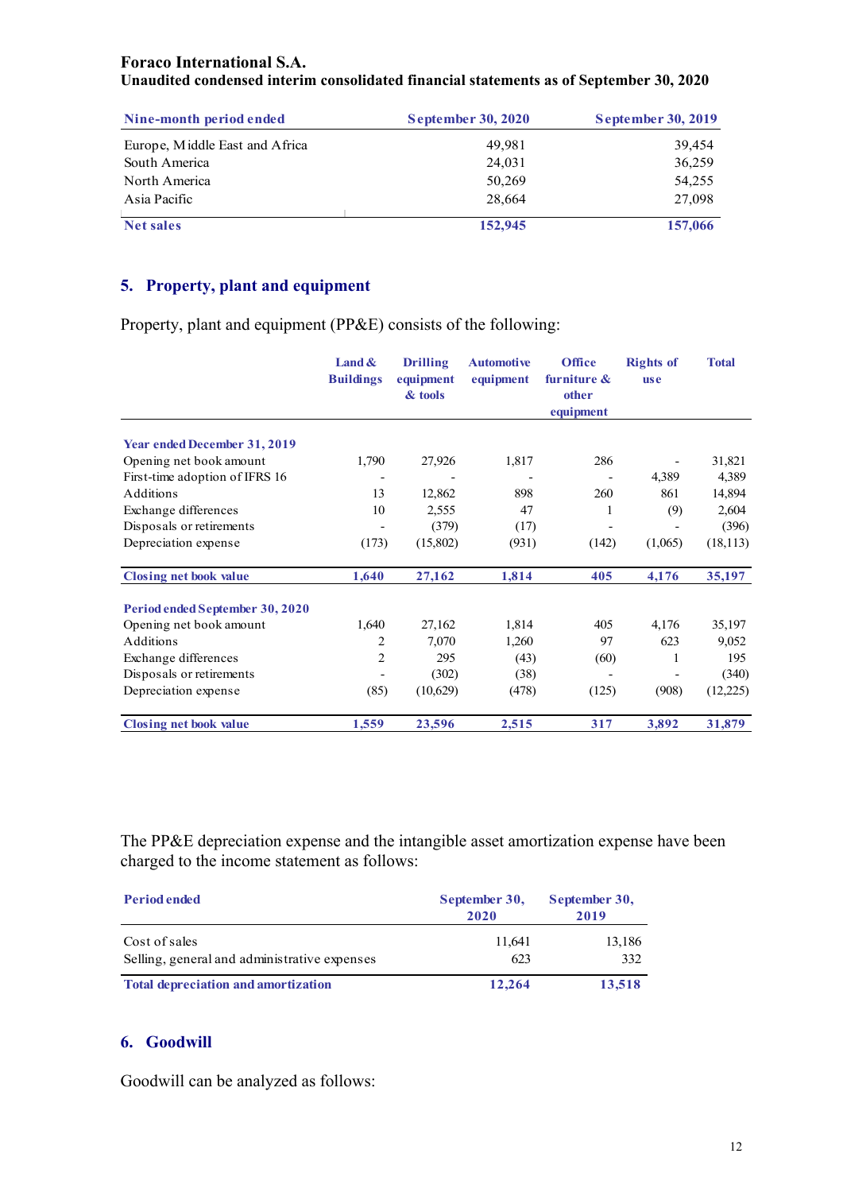| Nine-month period ended | September 30, 2020 | September 30, 2019 |
|---|---|---|
| Europe, Middle East and Africa | 49,981 | 39,454 |
| South America | 24,031 | 36,259 |
| North America | 50,269 | 54,255 |
| Asia Pacific | 28,664 | 27,098 |
| **Net sales** | **152,945** | **157,066** |

## 5. Property, plant and equipment

Property, plant and equipment (PP&E) consists of the following:

| | Land & Buildings | Drilling equipment & tools | Automotive equipment | Office furniture & other equipment | Rights of use | Total |
|---|---|---|---|---|---|---|
| **Year ended December 31, 2019** | | | | | | |
| Opening net book amount | 1,790 | 27,926 | 1,817 | 286 | - | 31,821 |
| First-time adoption of IFRS 16 | - | - | - | - | 4,389 | 4,389 |
| Additions | 13 | 12,862 | 898 | 260 | 861 | 14,894 |
| Exchange differences | 10 | 2,555 | 47 | 1 | (9) | 2,604 |
| Disposals or retirements | - | (379) | (17) | - | - | (396) |
| Depreciation expense | (173) | (15,802) | (931) | (142) | (1,065) | (18,113) |
| **Closing net book value** | **1,640** | **27,162** | **1,814** | **405** | **4,176** | **35,197** |
| **Period ended September 30, 2020** | | | | | | |
| Opening net book amount | 1,640 | 27,162 | 1,814 | 405 | 4,176 | 35,197 |
| Additions | 2 | 7,070 | 1,260 | 97 | 623 | 9,052 |
| Exchange differences | 2 | 295 | (43) | (60) | 1 | 195 |
| Disposals or retirements | - | (302) | (38) | - | - | (340) |
| Depreciation expense | (85) | (10,629) | (478) | (125) | (908) | (12,225) |
| **Closing net book value** | **1,559** | **23,596** | **2,515** | **317** | **3,892** | **31,879** |

The PP&E depreciation expense and the intangible asset amortization expense have been charged to the income statement as follows:

| Period ended | September 30, 2020 | September 30, 2019 |
|---|---|---|
| Cost of sales | 11,641 | 13,186 |
| Selling, general and administrative expenses | 623 | 332 |
| **Total depreciation and amortization** | **12,264** | **13,518** |

## 6. Goodwill

Goodwill can be analyzed as follows: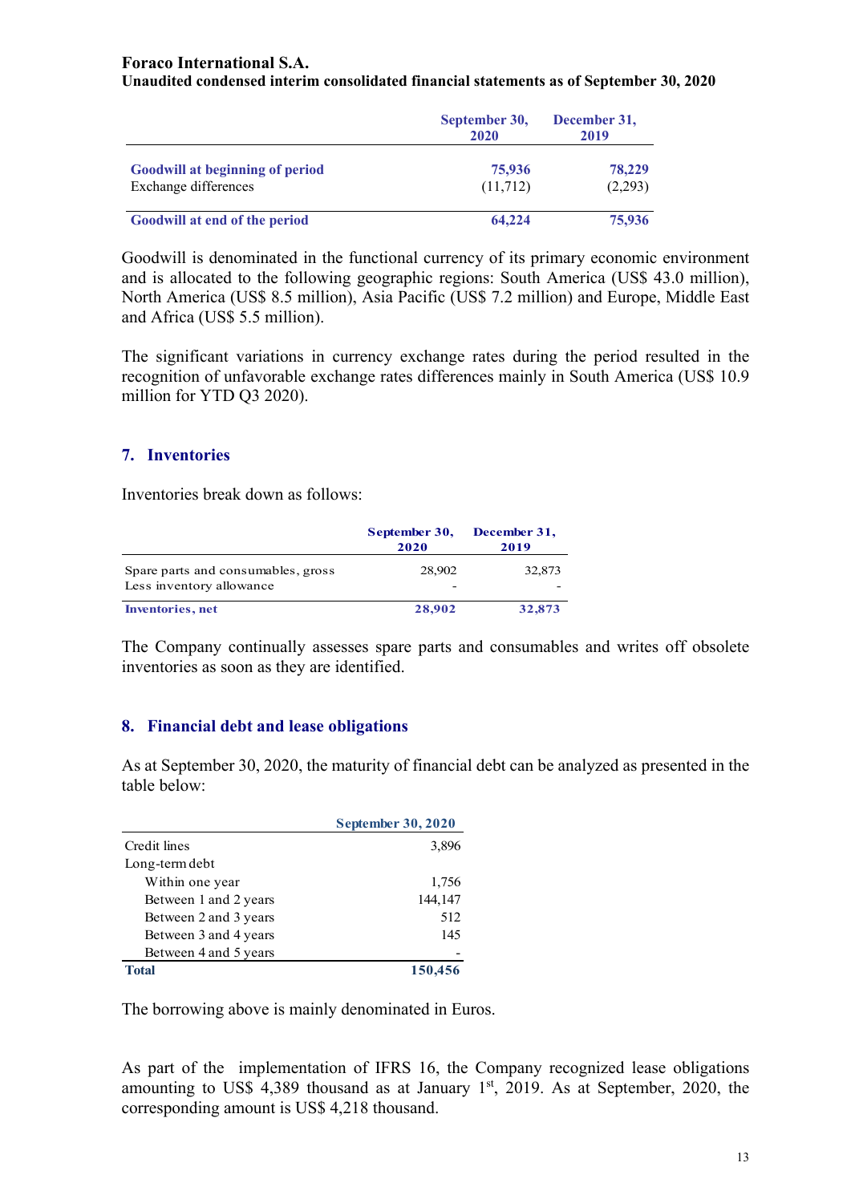**Foraco International S.A.**
**Unaudited condensed interim consolidated financial statements as of September 30, 2020**

| | September 30, 2020 | December 31, 2019 |
|---|---|---|
| **Goodwill at beginning of period** | **75,936** | **78,229** |
| Exchange differences | (11,712) | (2,293) |
| **Goodwill at end of the period** | **64,224** | **75,936** |

Goodwill is denominated in the functional currency of its primary economic environment and is allocated to the following geographic regions: South America (US$ 43.0 million), North America (US$ 8.5 million), Asia Pacific (US$ 7.2 million) and Europe, Middle East and Africa (US$ 5.5 million).

The significant variations in currency exchange rates during the period resulted in the recognition of unfavorable exchange rates differences mainly in South America (US$ 10.9 million for YTD Q3 2020).

## 7. Inventories

Inventories break down as follows:

| | September 30, 2020 | December 31, 2019 |
|---|---|---|
| Spare parts and consumables, gross | 28,902 | 32,873 |
| Less inventory allowance | - | - |
| **Inventories, net** | **28,902** | **32,873** |

The Company continually assesses spare parts and consumables and writes off obsolete inventories as soon as they are identified.

## 8. Financial debt and lease obligations

As at September 30, 2020, the maturity of financial debt can be analyzed as presented in the table below:

| | September 30, 2020 |
|---|---|
| Credit lines | 3,896 |
| Long-term debt | |
| Within one year | 1,756 |
| Between 1 and 2 years | 144,147 |
| Between 2 and 3 years | 512 |
| Between 3 and 4 years | 145 |
| Between 4 and 5 years | - |
| **Total** | **150,456** |

The borrowing above is mainly denominated in Euros.

As part of the implementation of IFRS 16, the Company recognized lease obligations amounting to US$ 4,389 thousand as at January 1st, 2019. As at September, 2020, the corresponding amount is US$ 4,218 thousand.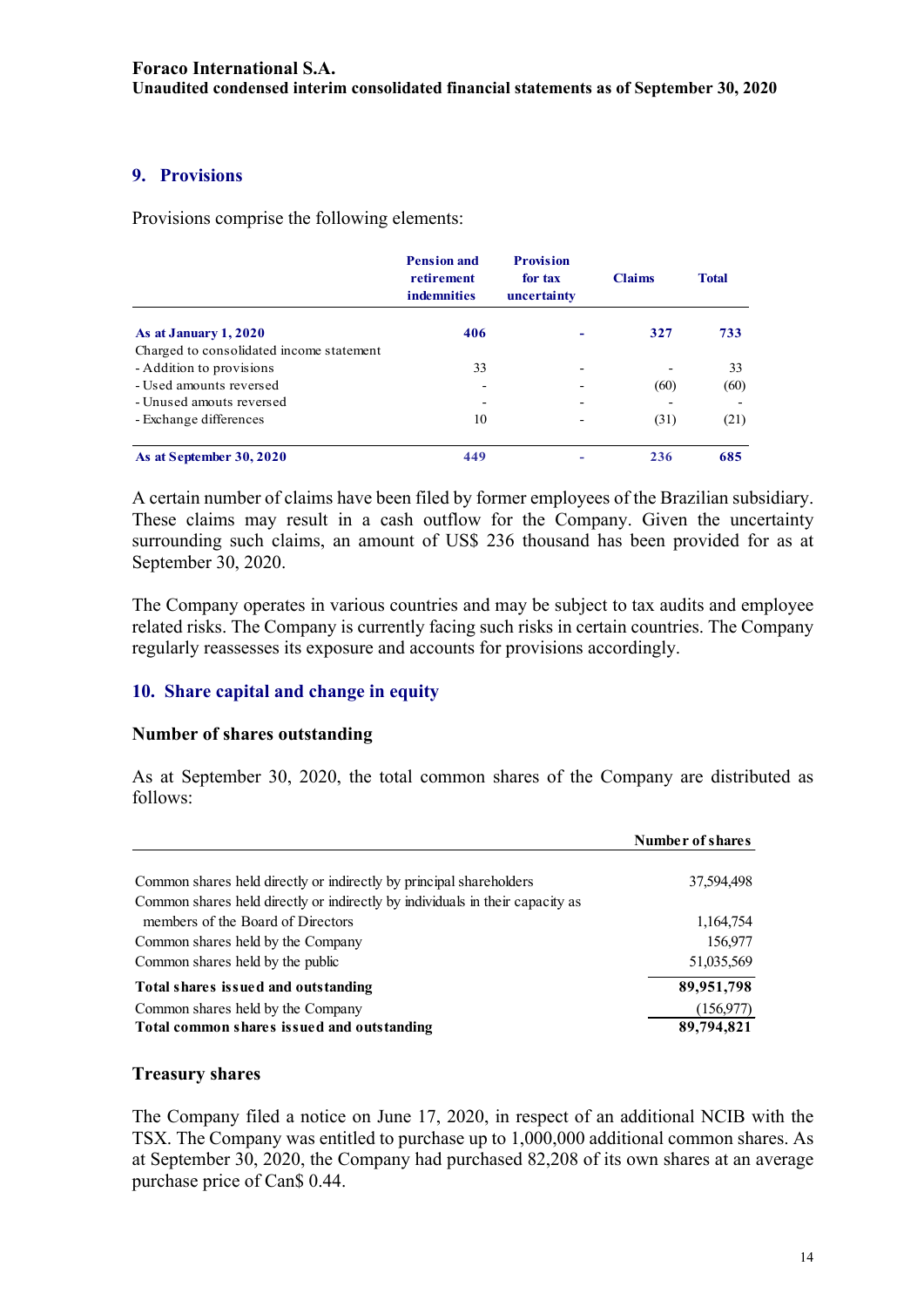## 9. Provisions

Provisions comprise the following elements:

| | Pension and retirement indemnities | Provision for tax uncertainty | Claims | Total |
|---|---|---|---|---|
| **As at January 1, 2020** | **406** | **-** | **327** | **733** |
| Charged to consolidated income statement | | | | |
| - Addition to provisions | 33 | - | - | 33 |
| - Used amounts reversed | - | - | (60) | (60) |
| - Unused amouts reversed | - | - | - | - |
| - Exchange differences | 10 | - | (31) | (21) |
| **As at September 30, 2020** | **449** | **-** | **236** | **685** |

A certain number of claims have been filed by former employees of the Brazilian subsidiary. These claims may result in a cash outflow for the Company. Given the uncertainty surrounding such claims, an amount of US$ 236 thousand has been provided for as at September 30, 2020.

The Company operates in various countries and may be subject to tax audits and employee related risks. The Company is currently facing such risks in certain countries. The Company regularly reassesses its exposure and accounts for provisions accordingly.

## 10. Share capital and change in equity

### Number of shares outstanding

As at September 30, 2020, the total common shares of the Company are distributed as follows:

| | Number of shares |
|---|---|
| Common shares held directly or indirectly by principal shareholders | 37,594,498 |
| Common shares held directly or indirectly by individuals in their capacity as members of the Board of Directors | 1,164,754 |
| Common shares held by the Company | 156,977 |
| Common shares held by the public | 51,035,569 |
| **Total shares issued and outstanding** | **89,951,798** |
| Common shares held by the Company | (156,977) |
| **Total common shares issued and outstanding** | **89,794,821** |

### Treasury shares

The Company filed a notice on June 17, 2020, in respect of an additional NCIB with the TSX. The Company was entitled to purchase up to 1,000,000 additional common shares. As at September 30, 2020, the Company had purchased 82,208 of its own shares at an average purchase price of Can$ 0.44.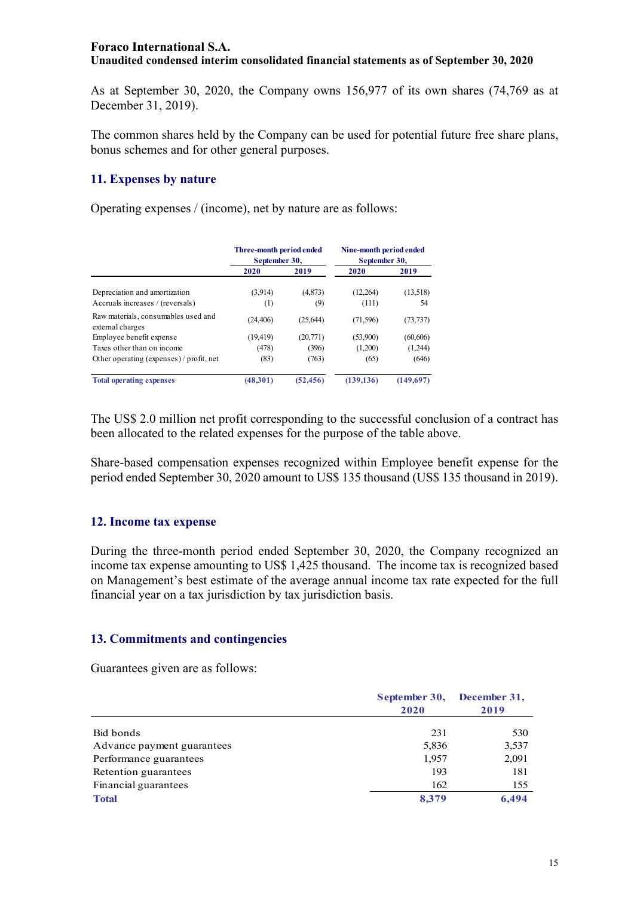As at September 30, 2020, the Company owns 156,977 of its own shares (74,769 as at December 31, 2019).

The common shares held by the Company can be used for potential future free share plans, bonus schemes and for other general purposes.

## 11. Expenses by nature

Operating expenses / (income), net by nature are as follows:

| | Three-month period ended September 30, | | Nine-month period ended September 30, | |
|---|---|---|---|---|
| | 2020 | 2019 | 2020 | 2019 |
| Depreciation and amortization | (3,914) | (4,873) | (12,264) | (13,518) |
| Accruals increases / (reversals) | (1) | (9) | (111) | 54 |
| Raw materials, consumables used and external charges | (24,406) | (25,644) | (71,596) | (73,737) |
| Employee benefit expense | (19,419) | (20,771) | (53,900) | (60,606) |
| Taxes other than on income | (478) | (396) | (1,200) | (1,244) |
| Other operating (expenses) / profit, net | (83) | (763) | (65) | (646) |
| **Total operating expenses** | **(48,301)** | **(52,456)** | **(139,136)** | **(149,697)** |

The US$ 2.0 million net profit corresponding to the successful conclusion of a contract has been allocated to the related expenses for the purpose of the table above.

Share-based compensation expenses recognized within Employee benefit expense for the period ended September 30, 2020 amount to US$ 135 thousand (US$ 135 thousand in 2019).

## 12. Income tax expense

During the three-month period ended September 30, 2020, the Company recognized an income tax expense amounting to US$ 1,425 thousand. The income tax is recognized based on Management's best estimate of the average annual income tax rate expected for the full financial year on a tax jurisdiction by tax jurisdiction basis.

## 13. Commitments and contingencies

Guarantees given are as follows:

| | September 30, 2020 | December 31, 2019 |
|---|---|---|
| Bid bonds | 231 | 530 |
| Advance payment guarantees | 5,836 | 3,537 |
| Performance guarantees | 1,957 | 2,091 |
| Retention guarantees | 193 | 181 |
| Financial guarantees | 162 | 155 |
| **Total** | **8,379** | **6,494** |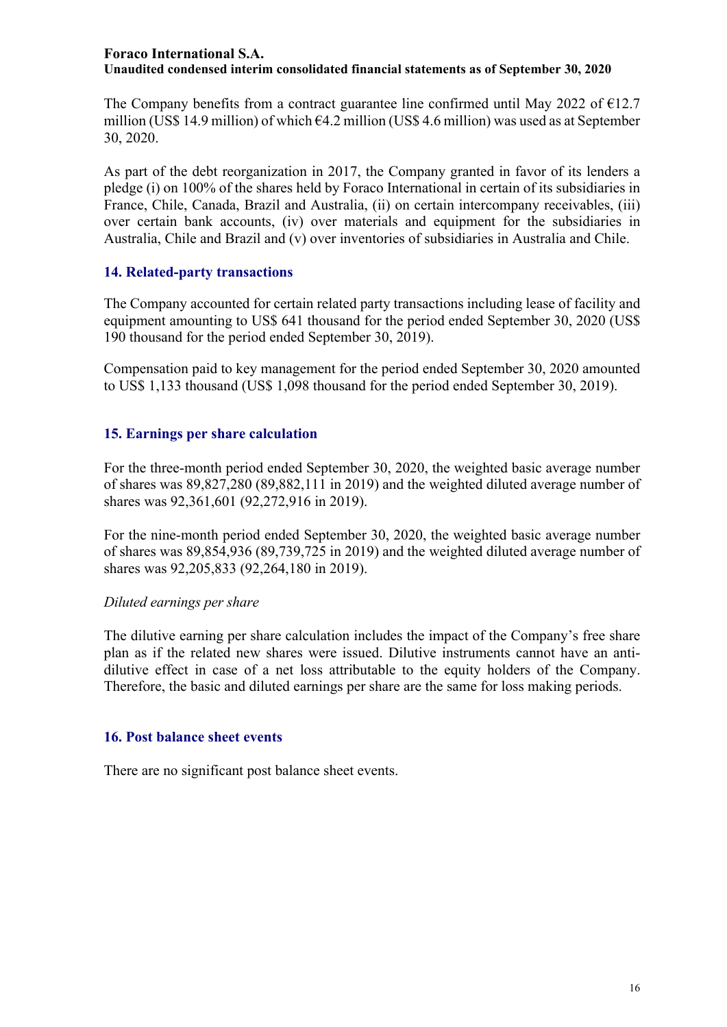The Company benefits from a contract guarantee line confirmed until May 2022 of €12.7 million (US$ 14.9 million) of which €4.2 million (US$ 4.6 million) was used as at September 30, 2020.

As part of the debt reorganization in 2017, the Company granted in favor of its lenders a pledge (i) on 100% of the shares held by Foraco International in certain of its subsidiaries in France, Chile, Canada, Brazil and Australia, (ii) on certain intercompany receivables, (iii) over certain bank accounts, (iv) over materials and equipment for the subsidiaries in Australia, Chile and Brazil and (v) over inventories of subsidiaries in Australia and Chile.

## 14. Related-party transactions

The Company accounted for certain related party transactions including lease of facility and equipment amounting to US$ 641 thousand for the period ended September 30, 2020 (US$ 190 thousand for the period ended September 30, 2019).

Compensation paid to key management for the period ended September 30, 2020 amounted to US$ 1,133 thousand (US$ 1,098 thousand for the period ended September 30, 2019).

## 15. Earnings per share calculation

For the three-month period ended September 30, 2020, the weighted basic average number of shares was 89,827,280 (89,882,111 in 2019) and the weighted diluted average number of shares was 92,361,601 (92,272,916 in 2019).

For the nine-month period ended September 30, 2020, the weighted basic average number of shares was 89,854,936 (89,739,725 in 2019) and the weighted diluted average number of shares was 92,205,833 (92,264,180 in 2019).

*Diluted earnings per share*

The dilutive earning per share calculation includes the impact of the Company's free share plan as if the related new shares were issued. Dilutive instruments cannot have an anti-dilutive effect in case of a net loss attributable to the equity holders of the Company. Therefore, the basic and diluted earnings per share are the same for loss making periods.

## 16. Post balance sheet events

There are no significant post balance sheet events.